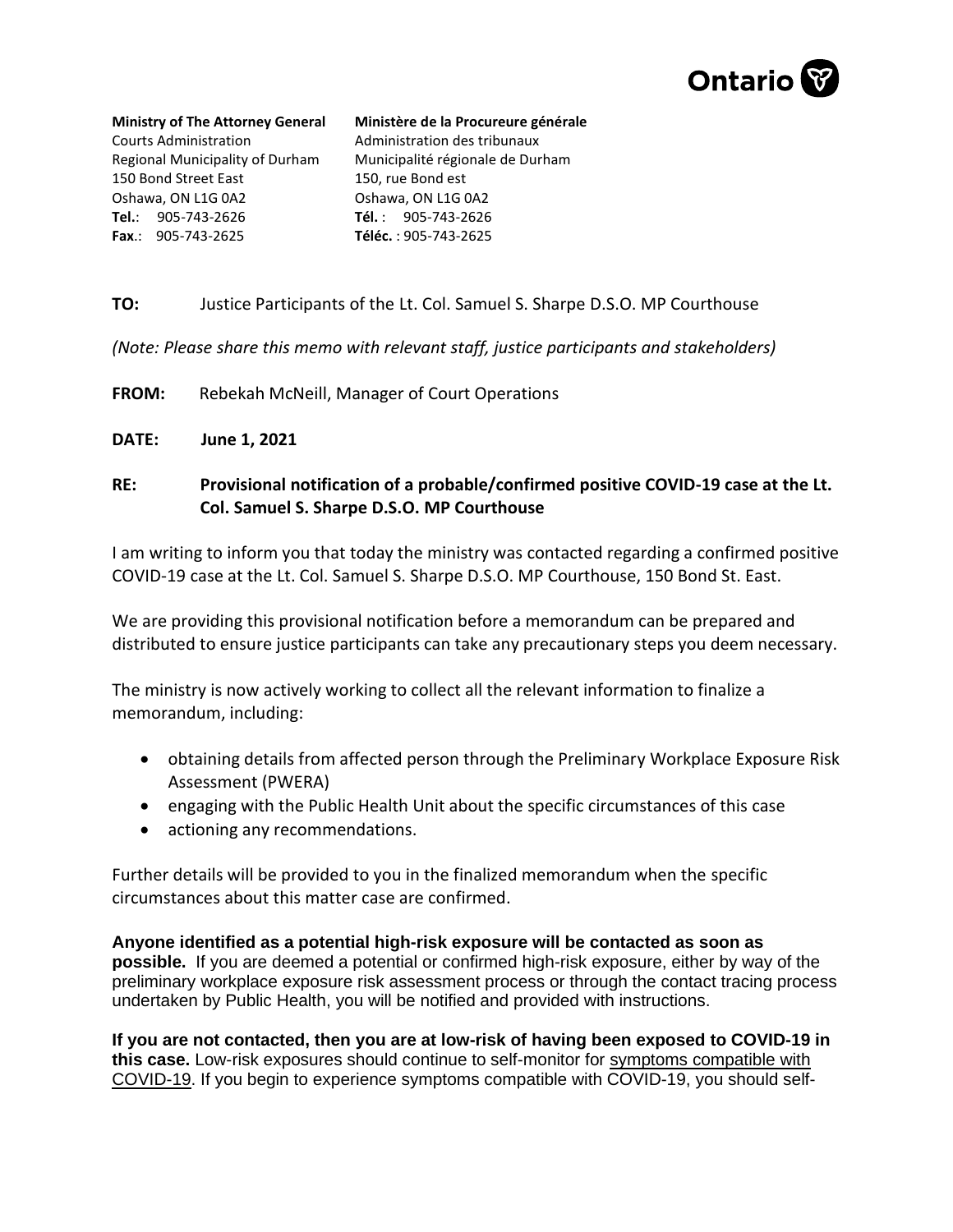Ontario

**Ministry of The Attorney General**
Courts Administration
Regional Municipality of Durham
150 Bond Street East
Oshawa, ON L1G 0A2
**Tel.**: 905-743-2626
**Fax**.: 905-743-2625

**Ministère de la Procureure générale**
Administration des tribunaux
Municipalité régionale de Durham
150, rue Bond est
Oshawa, ON L1G 0A2
**Tél.** : 905-743-2626
**Téléc.** : 905-743-2625

**TO:** Justice Participants of the Lt. Col. Samuel S. Sharpe D.S.O. MP Courthouse

*(Note: Please share this memo with relevant staff, justice participants and stakeholders)*

**FROM:** Rebekah McNeill, Manager of Court Operations

**DATE:** **June 1, 2021**

**RE:** **Provisional notification of a probable/confirmed positive COVID-19 case at the Lt. Col. Samuel S. Sharpe D.S.O. MP Courthouse**

I am writing to inform you that today the ministry was contacted regarding a confirmed positive COVID-19 case at the Lt. Col. Samuel S. Sharpe D.S.O. MP Courthouse, 150 Bond St. East.

We are providing this provisional notification before a memorandum can be prepared and distributed to ensure justice participants can take any precautionary steps you deem necessary.

The ministry is now actively working to collect all the relevant information to finalize a memorandum, including:

- obtaining details from affected person through the Preliminary Workplace Exposure Risk Assessment (PWERA)
- engaging with the Public Health Unit about the specific circumstances of this case
- actioning any recommendations.

Further details will be provided to you in the finalized memorandum when the specific circumstances about this matter case are confirmed.

**Anyone identified as a potential high-risk exposure will be contacted as soon as possible.** If you are deemed a potential or confirmed high-risk exposure, either by way of the preliminary workplace exposure risk assessment process or through the contact tracing process undertaken by Public Health, you will be notified and provided with instructions.

**If you are not contacted, then you are at low-risk of having been exposed to COVID-19 in this case.** Low-risk exposures should continue to self-monitor for symptoms compatible with COVID-19. If you begin to experience symptoms compatible with COVID-19, you should self-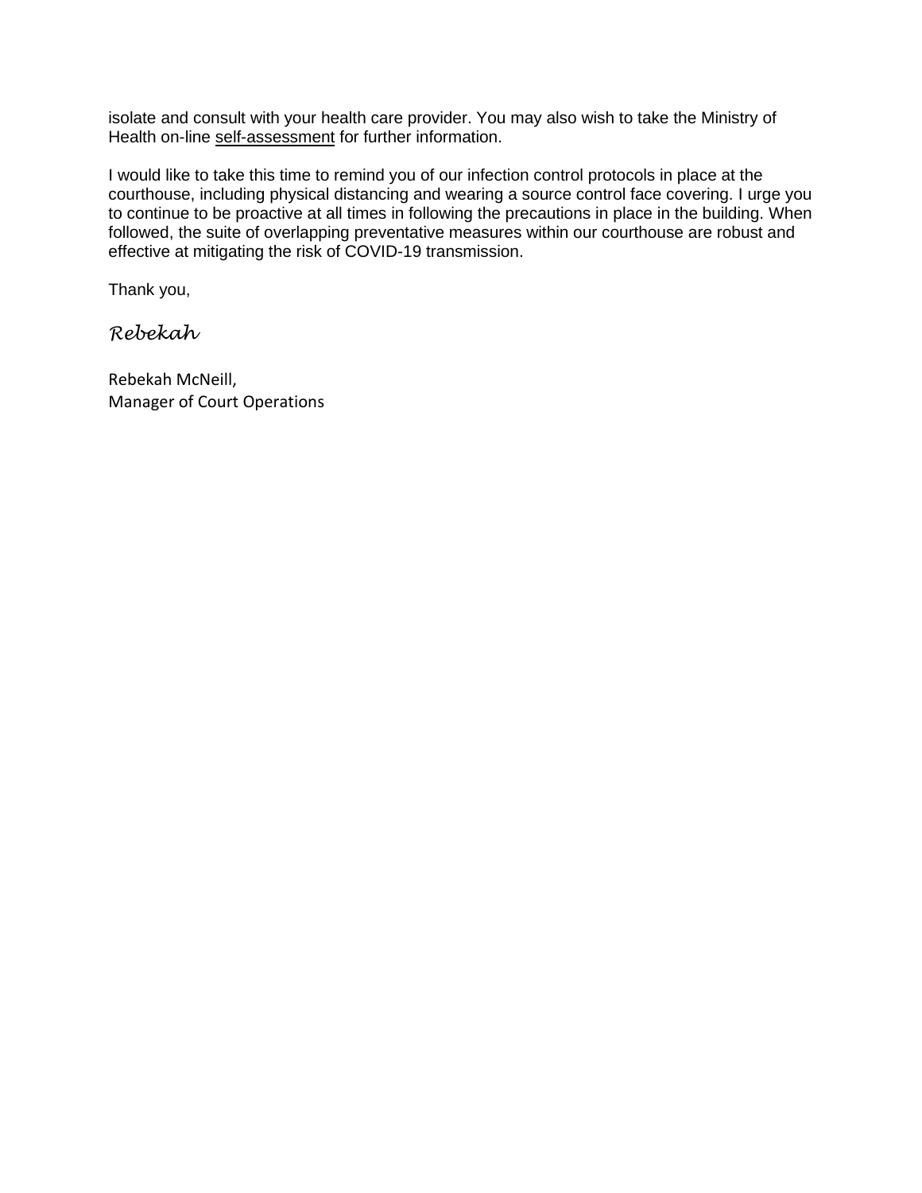isolate and consult with your health care provider. You may also wish to take the Ministry of Health on-line self-assessment for further information.

I would like to take this time to remind you of our infection control protocols in place at the courthouse, including physical distancing and wearing a source control face covering. I urge you to continue to be proactive at all times in following the precautions in place in the building. When followed, the suite of overlapping preventative measures within our courthouse are robust and effective at mitigating the risk of COVID-19 transmission.

Thank you,

*Rebekah*

Rebekah McNeill,
Manager of Court Operations